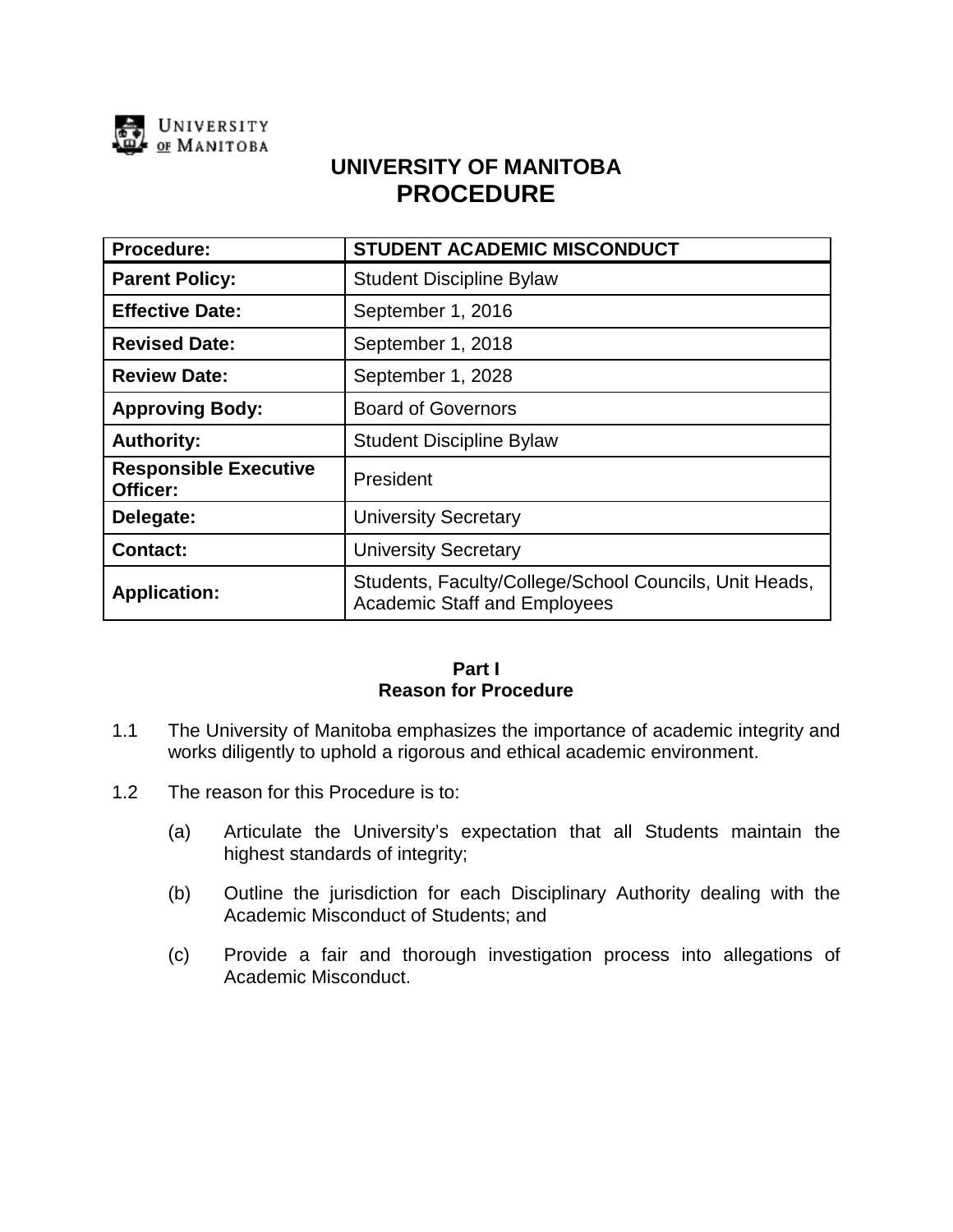UNIVERSITY OF MANITOBA

# UNIVERSITY OF MANITOBA
# PROCEDURE

| Procedure: | STUDENT ACADEMIC MISCONDUCT |
|---|---|
| Parent Policy: | Student Discipline Bylaw |
| Effective Date: | September 1, 2016 |
| Revised Date: | September 1, 2018 |
| Review Date: | September 1, 2028 |
| Approving Body: | Board of Governors |
| Authority: | Student Discipline Bylaw |
| Responsible Executive Officer: | President |
| Delegate: | University Secretary |
| Contact: | University Secretary |
| Application: | Students, Faculty/College/School Councils, Unit Heads, Academic Staff and Employees |

## Part I
## Reason for Procedure

1.1 The University of Manitoba emphasizes the importance of academic integrity and works diligently to uphold a rigorous and ethical academic environment.

1.2 The reason for this Procedure is to:

(a) Articulate the University's expectation that all Students maintain the highest standards of integrity;

(b) Outline the jurisdiction for each Disciplinary Authority dealing with the Academic Misconduct of Students; and

(c) Provide a fair and thorough investigation process into allegations of Academic Misconduct.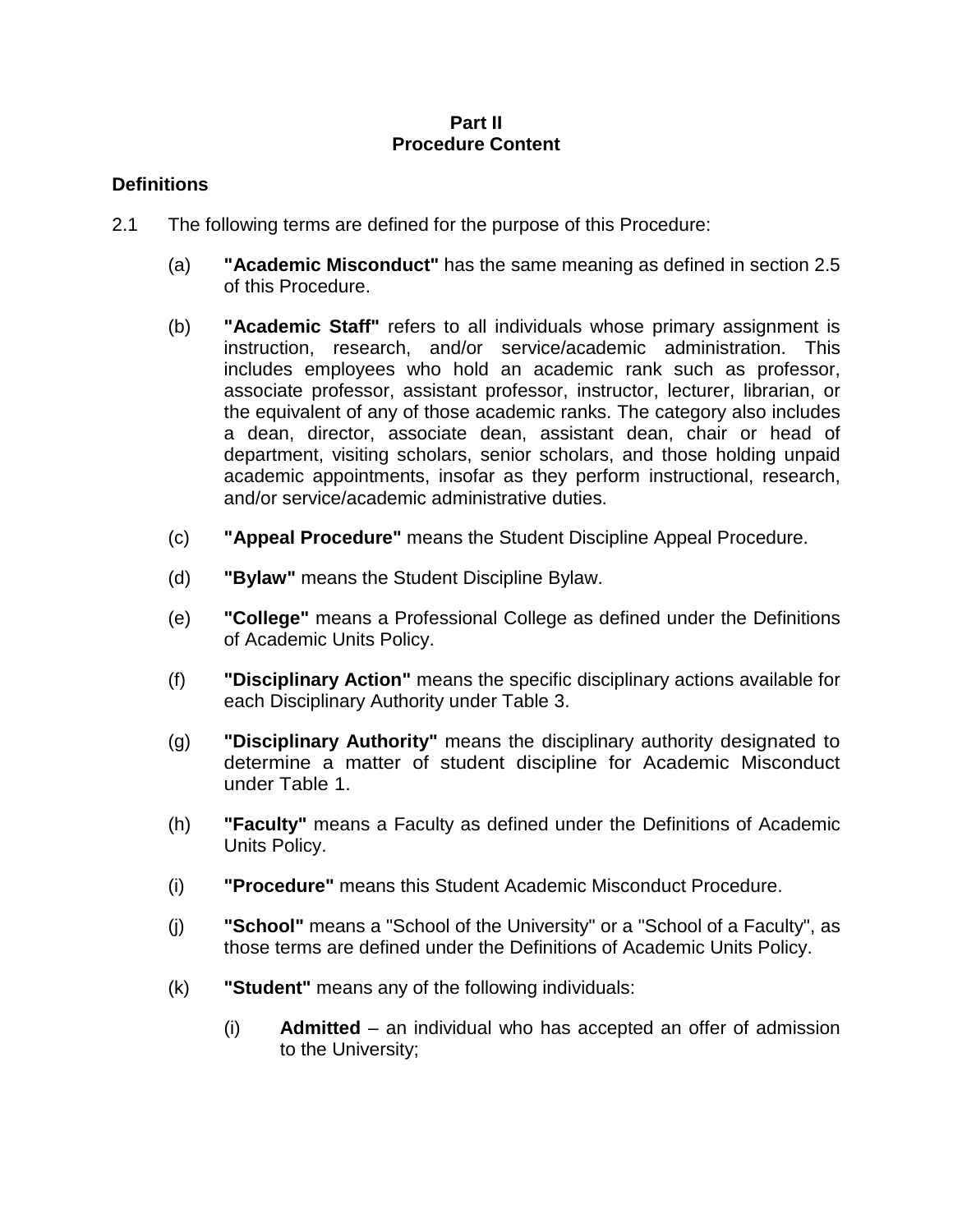# Part II
# Procedure Content

## Definitions

2.1 The following terms are defined for the purpose of this Procedure:

(a) **"Academic Misconduct"** has the same meaning as defined in section 2.5 of this Procedure.

(b) **"Academic Staff"** refers to all individuals whose primary assignment is instruction, research, and/or service/academic administration. This includes employees who hold an academic rank such as professor, associate professor, assistant professor, instructor, lecturer, librarian, or the equivalent of any of those academic ranks. The category also includes a dean, director, associate dean, assistant dean, chair or head of department, visiting scholars, senior scholars, and those holding unpaid academic appointments, insofar as they perform instructional, research, and/or service/academic administrative duties.

(c) **"Appeal Procedure"** means the Student Discipline Appeal Procedure.

(d) **"Bylaw"** means the Student Discipline Bylaw.

(e) **"College"** means a Professional College as defined under the Definitions of Academic Units Policy.

(f) **"Disciplinary Action"** means the specific disciplinary actions available for each Disciplinary Authority under Table 3.

(g) **"Disciplinary Authority"** means the disciplinary authority designated to determine a matter of student discipline for Academic Misconduct under Table 1.

(h) **"Faculty"** means a Faculty as defined under the Definitions of Academic Units Policy.

(i) **"Procedure"** means this Student Academic Misconduct Procedure.

(j) **"School"** means a "School of the University" or a "School of a Faculty", as those terms are defined under the Definitions of Academic Units Policy.

(k) **"Student"** means any of the following individuals:

(i) **Admitted** – an individual who has accepted an offer of admission to the University;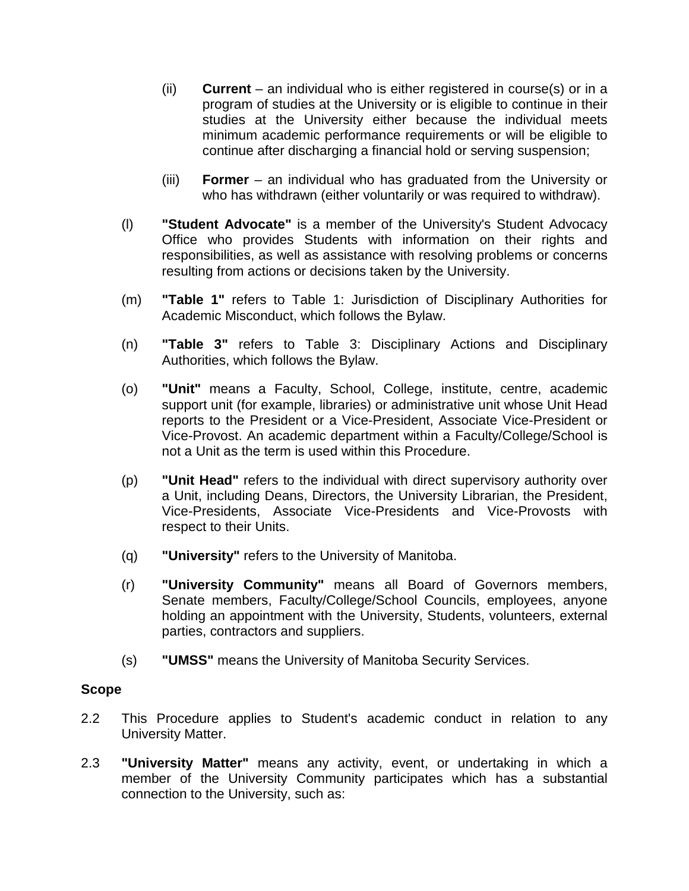(ii) **Current** – an individual who is either registered in course(s) or in a program of studies at the University or is eligible to continue in their studies at the University either because the individual meets minimum academic performance requirements or will be eligible to continue after discharging a financial hold or serving suspension;

(iii) **Former** – an individual who has graduated from the University or who has withdrawn (either voluntarily or was required to withdraw).

(l) **"Student Advocate"** is a member of the University's Student Advocacy Office who provides Students with information on their rights and responsibilities, as well as assistance with resolving problems or concerns resulting from actions or decisions taken by the University.

(m) **"Table 1"** refers to Table 1: Jurisdiction of Disciplinary Authorities for Academic Misconduct, which follows the Bylaw.

(n) **"Table 3"** refers to Table 3: Disciplinary Actions and Disciplinary Authorities, which follows the Bylaw.

(o) **"Unit"** means a Faculty, School, College, institute, centre, academic support unit (for example, libraries) or administrative unit whose Unit Head reports to the President or a Vice-President, Associate Vice-President or Vice-Provost. An academic department within a Faculty/College/School is not a Unit as the term is used within this Procedure.

(p) **"Unit Head"** refers to the individual with direct supervisory authority over a Unit, including Deans, Directors, the University Librarian, the President, Vice-Presidents, Associate Vice-Presidents and Vice-Provosts with respect to their Units.

(q) **"University"** refers to the University of Manitoba.

(r) **"University Community"** means all Board of Governors members, Senate members, Faculty/College/School Councils, employees, anyone holding an appointment with the University, Students, volunteers, external parties, contractors and suppliers.

(s) **"UMSS"** means the University of Manitoba Security Services.

**Scope**

2.2 This Procedure applies to Student's academic conduct in relation to any University Matter.

2.3 **"University Matter"** means any activity, event, or undertaking in which a member of the University Community participates which has a substantial connection to the University, such as: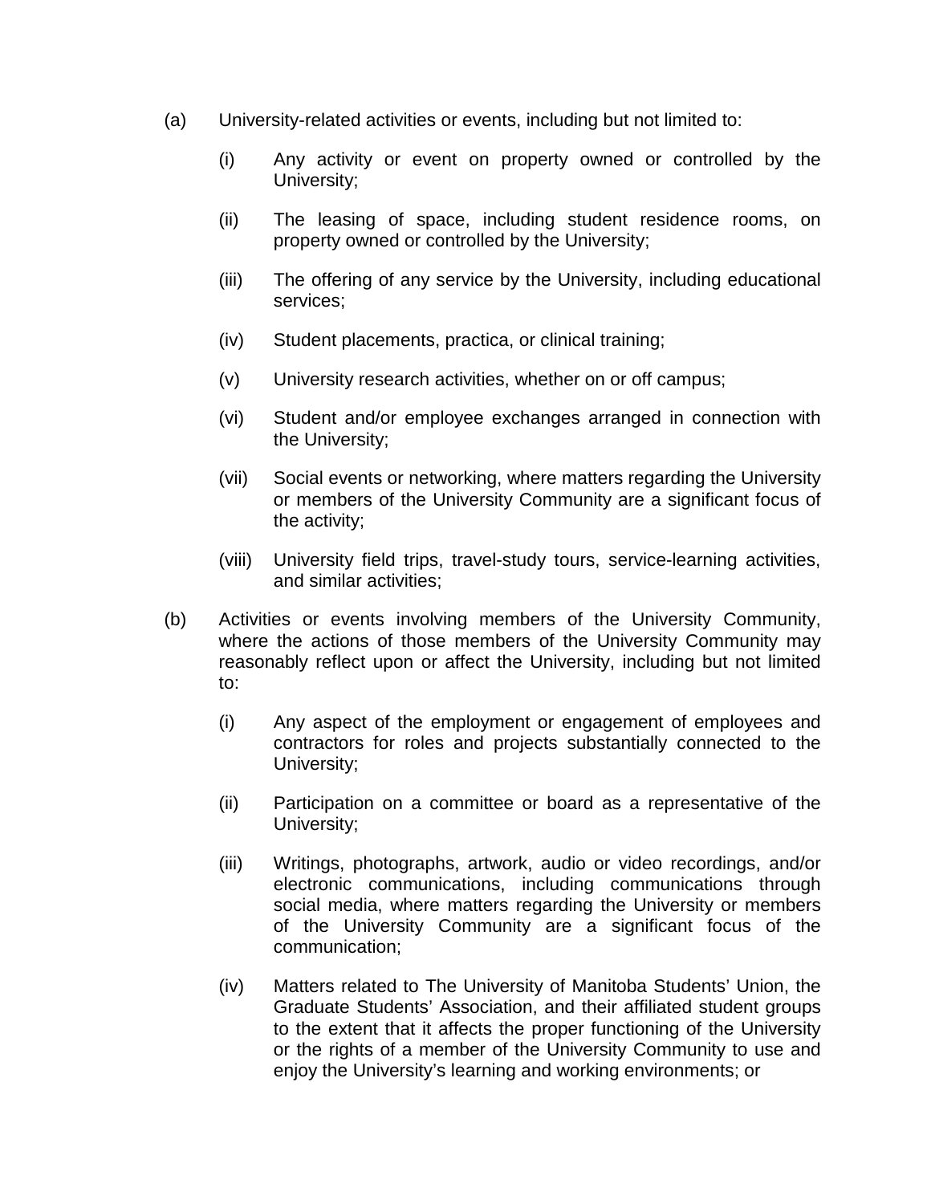(a) University-related activities or events, including but not limited to:

  (i) Any activity or event on property owned or controlled by the University;

  (ii) The leasing of space, including student residence rooms, on property owned or controlled by the University;

  (iii) The offering of any service by the University, including educational services;

  (iv) Student placements, practica, or clinical training;

  (v) University research activities, whether on or off campus;

  (vi) Student and/or employee exchanges arranged in connection with the University;

  (vii) Social events or networking, where matters regarding the University or members of the University Community are a significant focus of the activity;

  (viii) University field trips, travel-study tours, service-learning activities, and similar activities;

(b) Activities or events involving members of the University Community, where the actions of those members of the University Community may reasonably reflect upon or affect the University, including but not limited to:

  (i) Any aspect of the employment or engagement of employees and contractors for roles and projects substantially connected to the University;

  (ii) Participation on a committee or board as a representative of the University;

  (iii) Writings, photographs, artwork, audio or video recordings, and/or electronic communications, including communications through social media, where matters regarding the University or members of the University Community are a significant focus of the communication;

  (iv) Matters related to The University of Manitoba Students' Union, the Graduate Students' Association, and their affiliated student groups to the extent that it affects the proper functioning of the University or the rights of a member of the University Community to use and enjoy the University's learning and working environments; or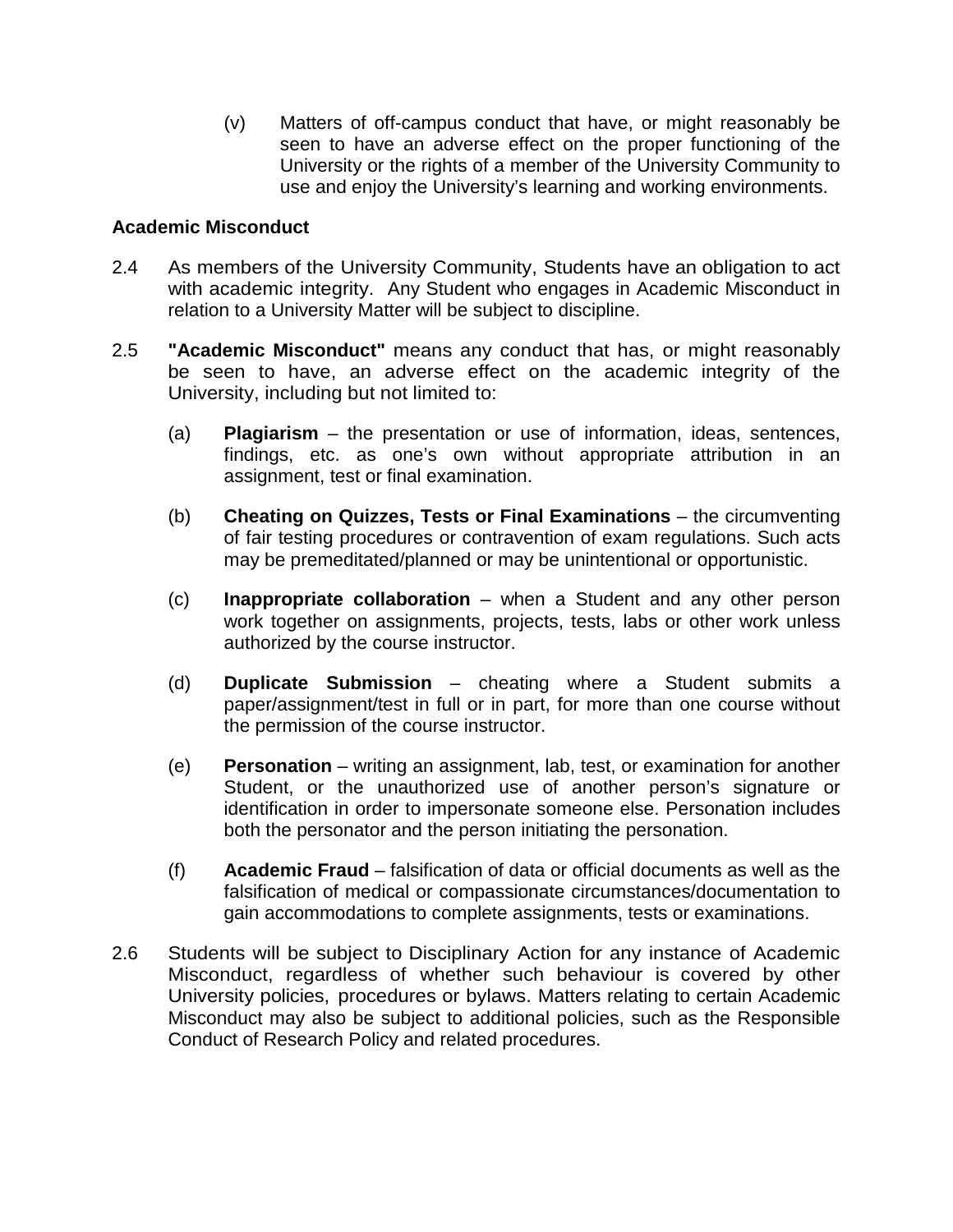(v) Matters of off-campus conduct that have, or might reasonably be seen to have an adverse effect on the proper functioning of the University or the rights of a member of the University Community to use and enjoy the University's learning and working environments.

**Academic Misconduct**

2.4 As members of the University Community, Students have an obligation to act with academic integrity. Any Student who engages in Academic Misconduct in relation to a University Matter will be subject to discipline.

2.5 **"Academic Misconduct"** means any conduct that has, or might reasonably be seen to have, an adverse effect on the academic integrity of the University, including but not limited to:

(a) **Plagiarism** – the presentation or use of information, ideas, sentences, findings, etc. as one's own without appropriate attribution in an assignment, test or final examination.

(b) **Cheating on Quizzes, Tests or Final Examinations** – the circumventing of fair testing procedures or contravention of exam regulations. Such acts may be premeditated/planned or may be unintentional or opportunistic.

(c) **Inappropriate collaboration** – when a Student and any other person work together on assignments, projects, tests, labs or other work unless authorized by the course instructor.

(d) **Duplicate Submission** – cheating where a Student submits a paper/assignment/test in full or in part, for more than one course without the permission of the course instructor.

(e) **Personation** – writing an assignment, lab, test, or examination for another Student, or the unauthorized use of another person's signature or identification in order to impersonate someone else. Personation includes both the personator and the person initiating the personation.

(f) **Academic Fraud** – falsification of data or official documents as well as the falsification of medical or compassionate circumstances/documentation to gain accommodations to complete assignments, tests or examinations.

2.6 Students will be subject to Disciplinary Action for any instance of Academic Misconduct, regardless of whether such behaviour is covered by other University policies, procedures or bylaws. Matters relating to certain Academic Misconduct may also be subject to additional policies, such as the Responsible Conduct of Research Policy and related procedures.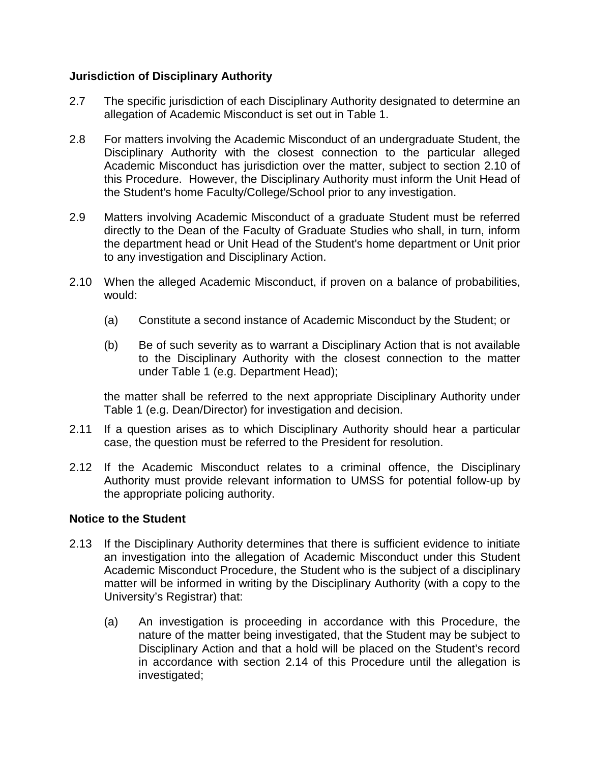**Jurisdiction of Disciplinary Authority**

2.7 The specific jurisdiction of each Disciplinary Authority designated to determine an allegation of Academic Misconduct is set out in Table 1.

2.8 For matters involving the Academic Misconduct of an undergraduate Student, the Disciplinary Authority with the closest connection to the particular alleged Academic Misconduct has jurisdiction over the matter, subject to section 2.10 of this Procedure. However, the Disciplinary Authority must inform the Unit Head of the Student's home Faculty/College/School prior to any investigation.

2.9 Matters involving Academic Misconduct of a graduate Student must be referred directly to the Dean of the Faculty of Graduate Studies who shall, in turn, inform the department head or Unit Head of the Student's home department or Unit prior to any investigation and Disciplinary Action.

2.10 When the alleged Academic Misconduct, if proven on a balance of probabilities, would:

(a) Constitute a second instance of Academic Misconduct by the Student; or

(b) Be of such severity as to warrant a Disciplinary Action that is not available to the Disciplinary Authority with the closest connection to the matter under Table 1 (e.g. Department Head);

the matter shall be referred to the next appropriate Disciplinary Authority under Table 1 (e.g. Dean/Director) for investigation and decision.

2.11 If a question arises as to which Disciplinary Authority should hear a particular case, the question must be referred to the President for resolution.

2.12 If the Academic Misconduct relates to a criminal offence, the Disciplinary Authority must provide relevant information to UMSS for potential follow-up by the appropriate policing authority.

**Notice to the Student**

2.13 If the Disciplinary Authority determines that there is sufficient evidence to initiate an investigation into the allegation of Academic Misconduct under this Student Academic Misconduct Procedure, the Student who is the subject of a disciplinary matter will be informed in writing by the Disciplinary Authority (with a copy to the University's Registrar) that:

(a) An investigation is proceeding in accordance with this Procedure, the nature of the matter being investigated, that the Student may be subject to Disciplinary Action and that a hold will be placed on the Student's record in accordance with section 2.14 of this Procedure until the allegation is investigated;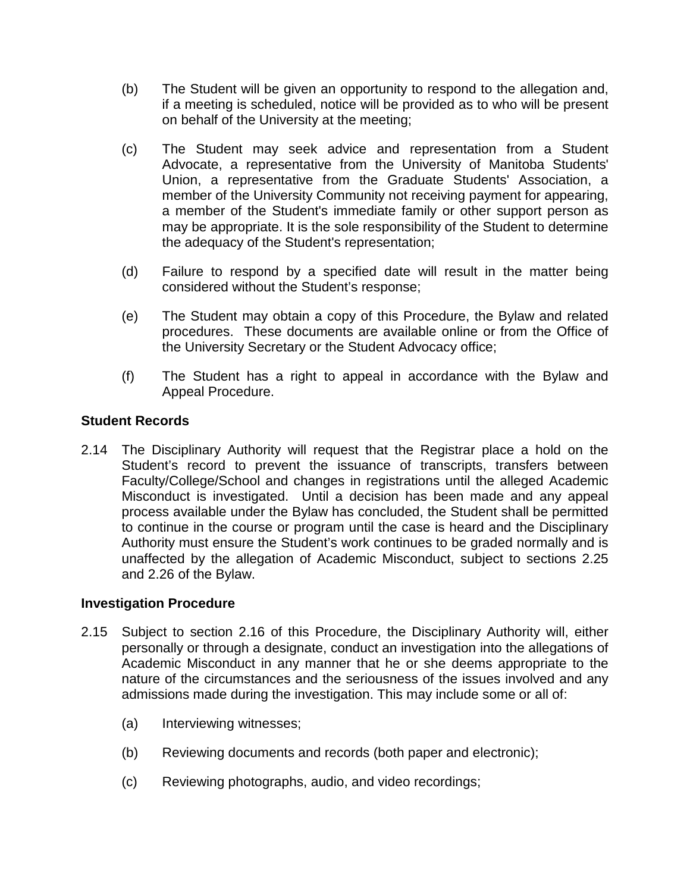(b) The Student will be given an opportunity to respond to the allegation and, if a meeting is scheduled, notice will be provided as to who will be present on behalf of the University at the meeting;

(c) The Student may seek advice and representation from a Student Advocate, a representative from the University of Manitoba Students' Union, a representative from the Graduate Students' Association, a member of the University Community not receiving payment for appearing, a member of the Student's immediate family or other support person as may be appropriate. It is the sole responsibility of the Student to determine the adequacy of the Student's representation;

(d) Failure to respond by a specified date will result in the matter being considered without the Student's response;

(e) The Student may obtain a copy of this Procedure, the Bylaw and related procedures. These documents are available online or from the Office of the University Secretary or the Student Advocacy office;

(f) The Student has a right to appeal in accordance with the Bylaw and Appeal Procedure.

**Student Records**

2.14 The Disciplinary Authority will request that the Registrar place a hold on the Student's record to prevent the issuance of transcripts, transfers between Faculty/College/School and changes in registrations until the alleged Academic Misconduct is investigated. Until a decision has been made and any appeal process available under the Bylaw has concluded, the Student shall be permitted to continue in the course or program until the case is heard and the Disciplinary Authority must ensure the Student's work continues to be graded normally and is unaffected by the allegation of Academic Misconduct, subject to sections 2.25 and 2.26 of the Bylaw.

**Investigation Procedure**

2.15 Subject to section 2.16 of this Procedure, the Disciplinary Authority will, either personally or through a designate, conduct an investigation into the allegations of Academic Misconduct in any manner that he or she deems appropriate to the nature of the circumstances and the seriousness of the issues involved and any admissions made during the investigation. This may include some or all of:

(a) Interviewing witnesses;

(b) Reviewing documents and records (both paper and electronic);

(c) Reviewing photographs, audio, and video recordings;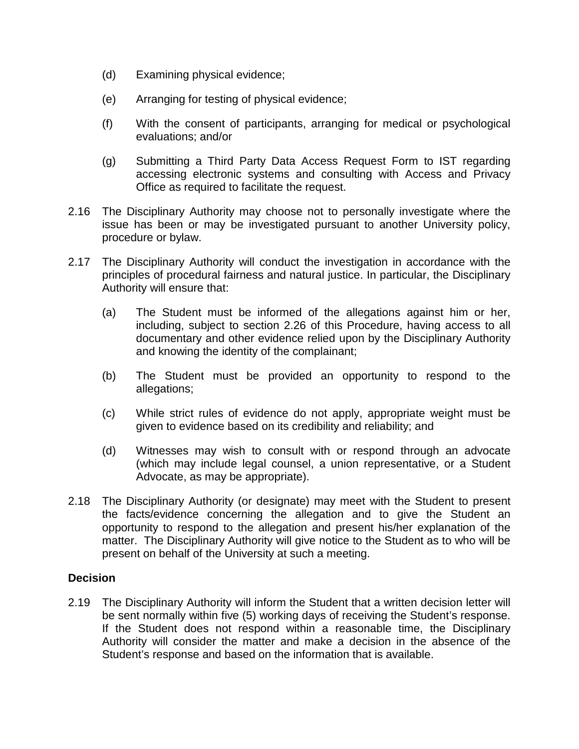(d) Examining physical evidence;

(e) Arranging for testing of physical evidence;

(f) With the consent of participants, arranging for medical or psychological evaluations; and/or

(g) Submitting a Third Party Data Access Request Form to IST regarding accessing electronic systems and consulting with Access and Privacy Office as required to facilitate the request.

2.16 The Disciplinary Authority may choose not to personally investigate where the issue has been or may be investigated pursuant to another University policy, procedure or bylaw.

2.17 The Disciplinary Authority will conduct the investigation in accordance with the principles of procedural fairness and natural justice. In particular, the Disciplinary Authority will ensure that:

(a) The Student must be informed of the allegations against him or her, including, subject to section 2.26 of this Procedure, having access to all documentary and other evidence relied upon by the Disciplinary Authority and knowing the identity of the complainant;

(b) The Student must be provided an opportunity to respond to the allegations;

(c) While strict rules of evidence do not apply, appropriate weight must be given to evidence based on its credibility and reliability; and

(d) Witnesses may wish to consult with or respond through an advocate (which may include legal counsel, a union representative, or a Student Advocate, as may be appropriate).

2.18 The Disciplinary Authority (or designate) may meet with the Student to present the facts/evidence concerning the allegation and to give the Student an opportunity to respond to the allegation and present his/her explanation of the matter. The Disciplinary Authority will give notice to the Student as to who will be present on behalf of the University at such a meeting.

**Decision**

2.19 The Disciplinary Authority will inform the Student that a written decision letter will be sent normally within five (5) working days of receiving the Student's response. If the Student does not respond within a reasonable time, the Disciplinary Authority will consider the matter and make a decision in the absence of the Student's response and based on the information that is available.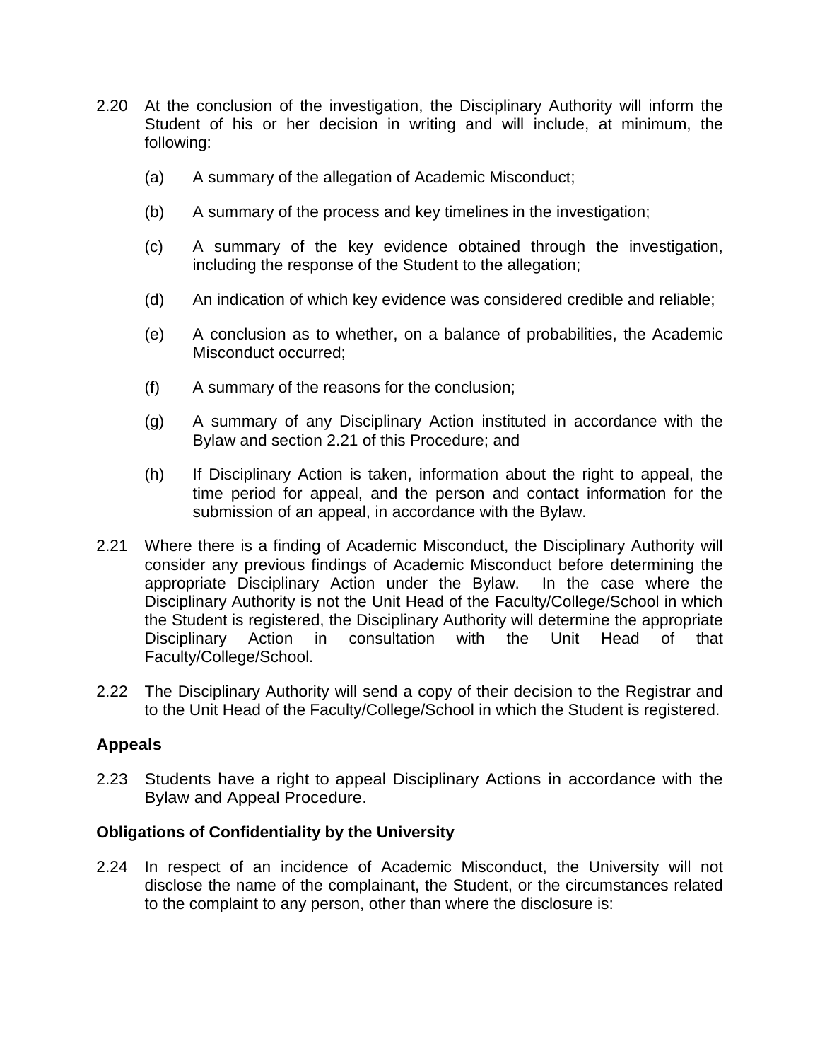2.20 At the conclusion of the investigation, the Disciplinary Authority will inform the Student of his or her decision in writing and will include, at minimum, the following:

   (a) A summary of the allegation of Academic Misconduct;

   (b) A summary of the process and key timelines in the investigation;

   (c) A summary of the key evidence obtained through the investigation, including the response of the Student to the allegation;

   (d) An indication of which key evidence was considered credible and reliable;

   (e) A conclusion as to whether, on a balance of probabilities, the Academic Misconduct occurred;

   (f) A summary of the reasons for the conclusion;

   (g) A summary of any Disciplinary Action instituted in accordance with the Bylaw and section 2.21 of this Procedure; and

   (h) If Disciplinary Action is taken, information about the right to appeal, the time period for appeal, and the person and contact information for the submission of an appeal, in accordance with the Bylaw.

2.21 Where there is a finding of Academic Misconduct, the Disciplinary Authority will consider any previous findings of Academic Misconduct before determining the appropriate Disciplinary Action under the Bylaw. In the case where the Disciplinary Authority is not the Unit Head of the Faculty/College/School in which the Student is registered, the Disciplinary Authority will determine the appropriate Disciplinary Action in consultation with the Unit Head of that Faculty/College/School.

2.22 The Disciplinary Authority will send a copy of their decision to the Registrar and to the Unit Head of the Faculty/College/School in which the Student is registered.

## Appeals

2.23 Students have a right to appeal Disciplinary Actions in accordance with the Bylaw and Appeal Procedure.

### Obligations of Confidentiality by the University

2.24 In respect of an incidence of Academic Misconduct, the University will not disclose the name of the complainant, the Student, or the circumstances related to the complaint to any person, other than where the disclosure is: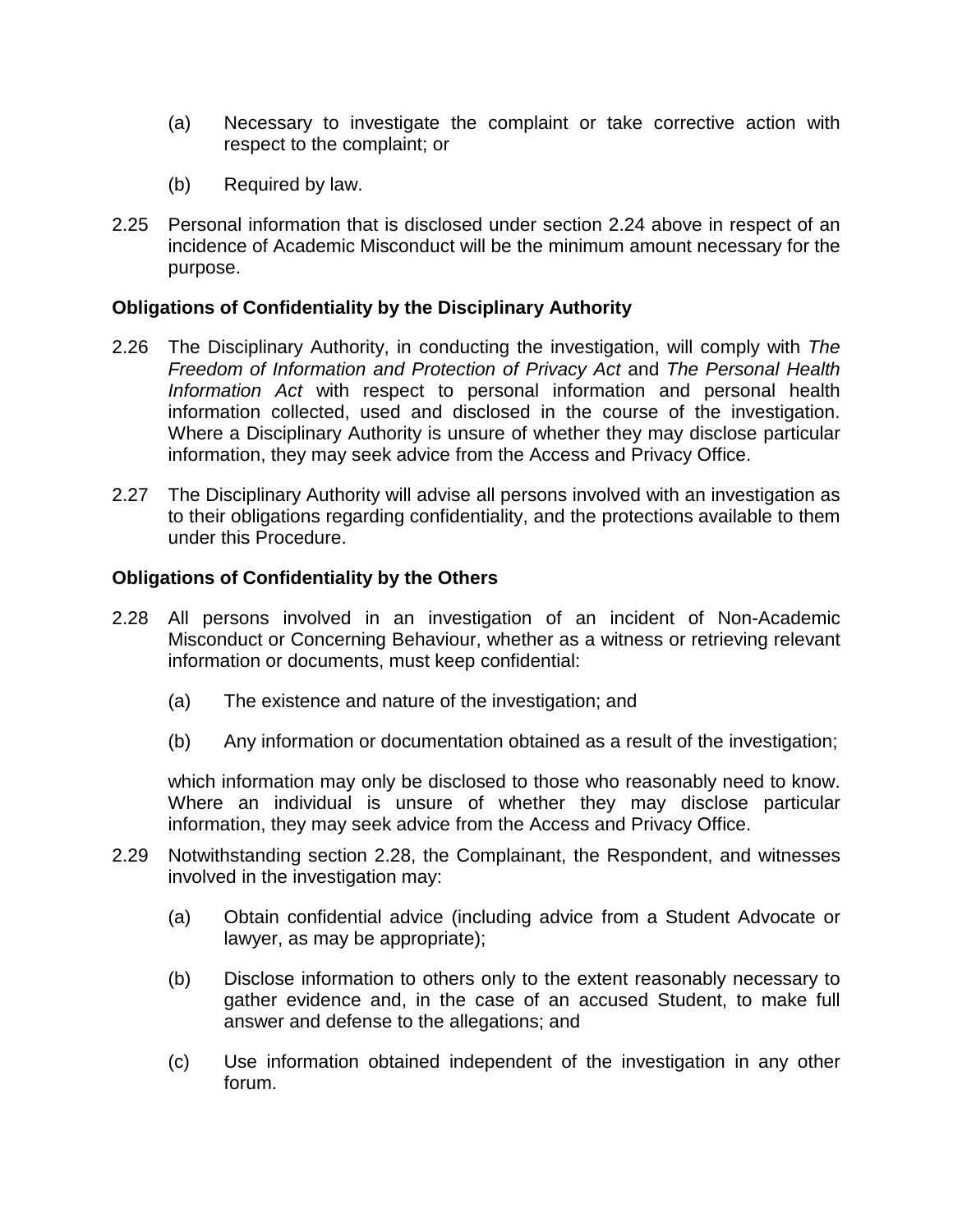(a) Necessary to investigate the complaint or take corrective action with respect to the complaint; or

(b) Required by law.

2.25 Personal information that is disclosed under section 2.24 above in respect of an incidence of Academic Misconduct will be the minimum amount necessary for the purpose.

**Obligations of Confidentiality by the Disciplinary Authority**

2.26 The Disciplinary Authority, in conducting the investigation, will comply with *The Freedom of Information and Protection of Privacy Act* and *The Personal Health Information Act* with respect to personal information and personal health information collected, used and disclosed in the course of the investigation. Where a Disciplinary Authority is unsure of whether they may disclose particular information, they may seek advice from the Access and Privacy Office.

2.27 The Disciplinary Authority will advise all persons involved with an investigation as to their obligations regarding confidentiality, and the protections available to them under this Procedure.

**Obligations of Confidentiality by the Others**

2.28 All persons involved in an investigation of an incident of Non-Academic Misconduct or Concerning Behaviour, whether as a witness or retrieving relevant information or documents, must keep confidential:

(a) The existence and nature of the investigation; and

(b) Any information or documentation obtained as a result of the investigation;

which information may only be disclosed to those who reasonably need to know. Where an individual is unsure of whether they may disclose particular information, they may seek advice from the Access and Privacy Office.

2.29 Notwithstanding section 2.28, the Complainant, the Respondent, and witnesses involved in the investigation may:

(a) Obtain confidential advice (including advice from a Student Advocate or lawyer, as may be appropriate);

(b) Disclose information to others only to the extent reasonably necessary to gather evidence and, in the case of an accused Student, to make full answer and defense to the allegations; and

(c) Use information obtained independent of the investigation in any other forum.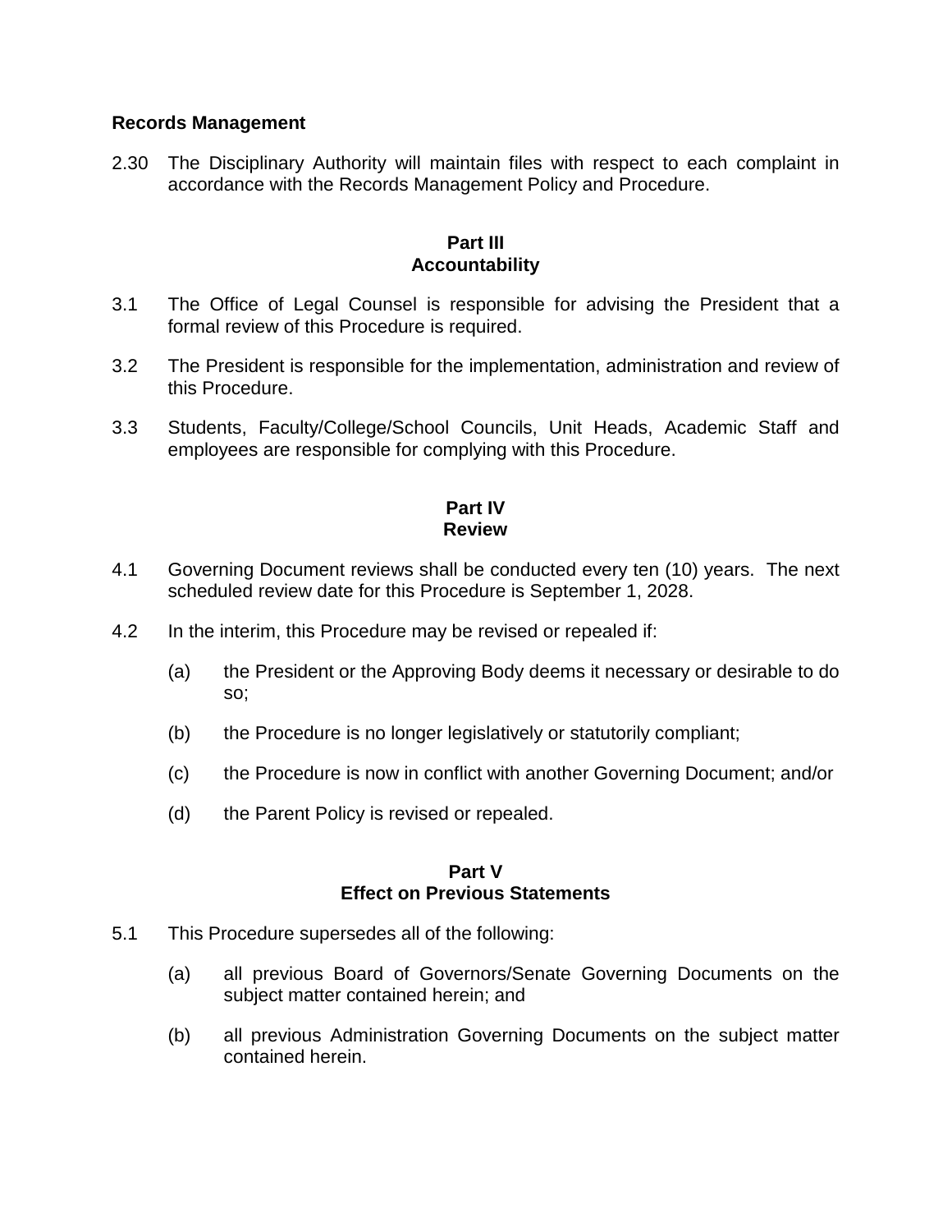**Records Management**

2.30 The Disciplinary Authority will maintain files with respect to each complaint in accordance with the Records Management Policy and Procedure.

## Part III
## Accountability

3.1 The Office of Legal Counsel is responsible for advising the President that a formal review of this Procedure is required.

3.2 The President is responsible for the implementation, administration and review of this Procedure.

3.3 Students, Faculty/College/School Councils, Unit Heads, Academic Staff and employees are responsible for complying with this Procedure.

## Part IV
## Review

4.1 Governing Document reviews shall be conducted every ten (10) years. The next scheduled review date for this Procedure is September 1, 2028.

4.2 In the interim, this Procedure may be revised or repealed if:

(a) the President or the Approving Body deems it necessary or desirable to do so;

(b) the Procedure is no longer legislatively or statutorily compliant;

(c) the Procedure is now in conflict with another Governing Document; and/or

(d) the Parent Policy is revised or repealed.

## Part V
## Effect on Previous Statements

5.1 This Procedure supersedes all of the following:

(a) all previous Board of Governors/Senate Governing Documents on the subject matter contained herein; and

(b) all previous Administration Governing Documents on the subject matter contained herein.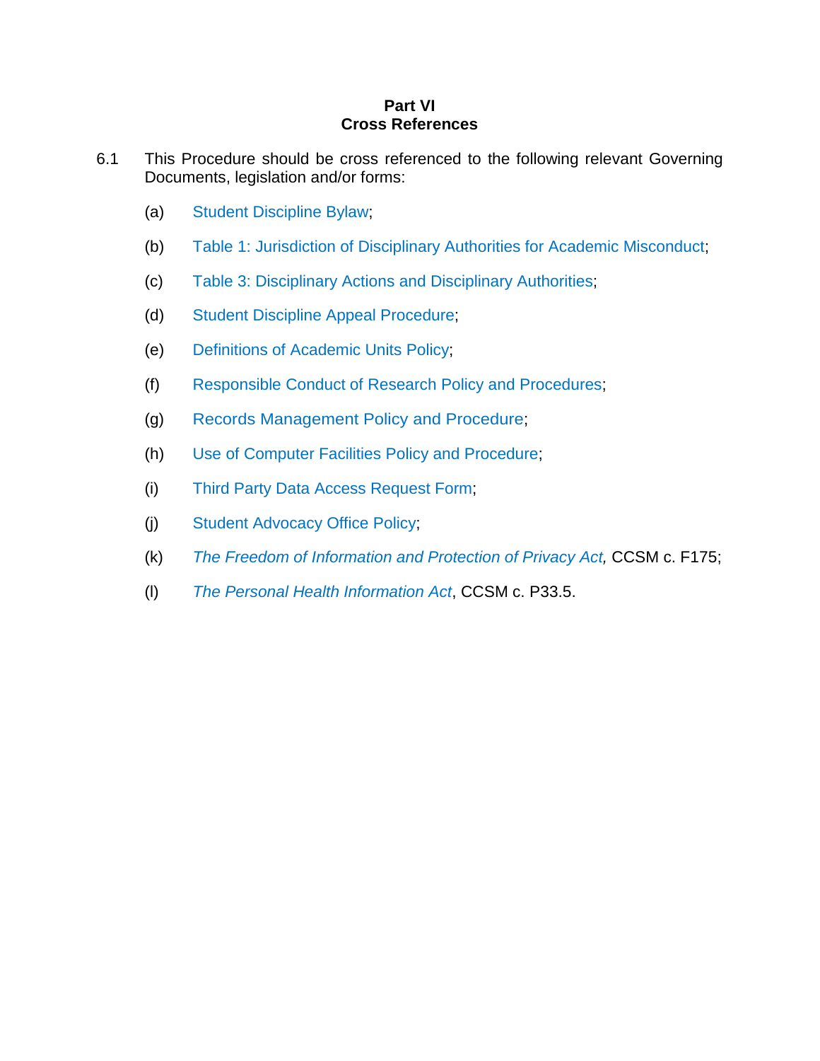# Part VI
# Cross References

6.1 This Procedure should be cross referenced to the following relevant Governing Documents, legislation and/or forms:

(a) Student Discipline Bylaw;

(b) Table 1: Jurisdiction of Disciplinary Authorities for Academic Misconduct;

(c) Table 3: Disciplinary Actions and Disciplinary Authorities;

(d) Student Discipline Appeal Procedure;

(e) Definitions of Academic Units Policy;

(f) Responsible Conduct of Research Policy and Procedures;

(g) Records Management Policy and Procedure;

(h) Use of Computer Facilities Policy and Procedure;

(i) Third Party Data Access Request Form;

(j) Student Advocacy Office Policy;

(k) *The Freedom of Information and Protection of Privacy Act,* CCSM c. F175;

(l) *The Personal Health Information Act*, CCSM c. P33.5.